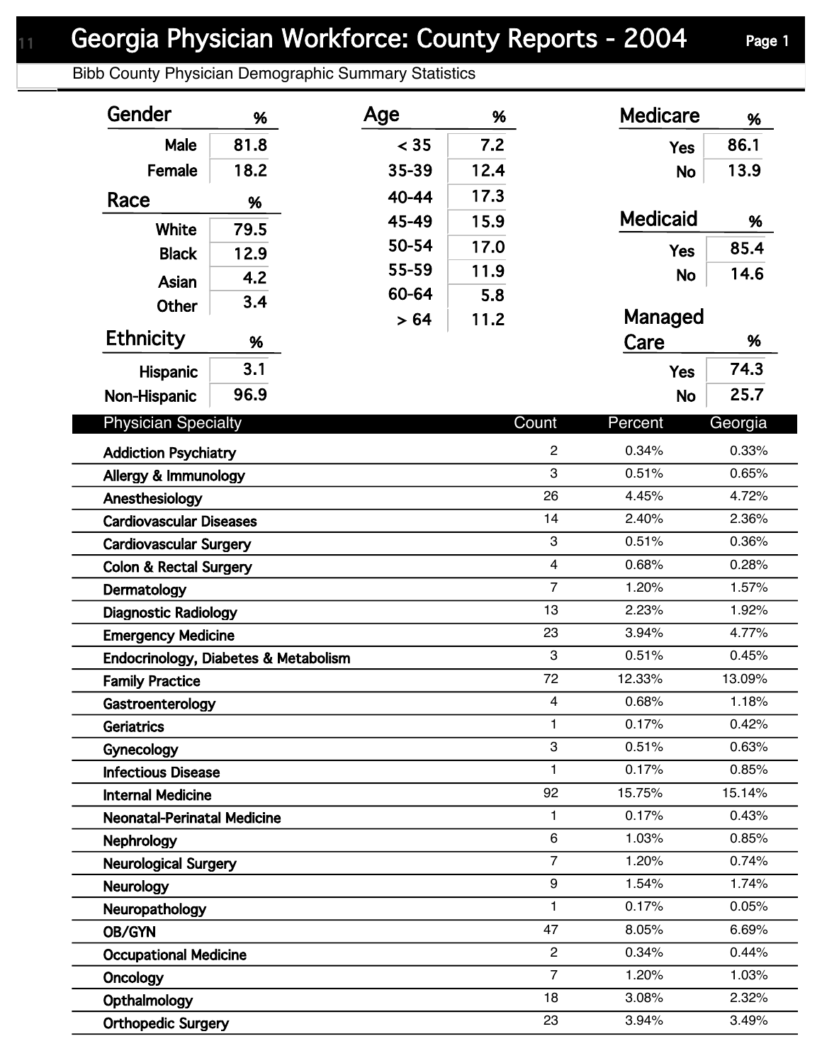# Georgia Physician Workforce: County Reports - 2004

## Bibb County Physician Demographic Summary Statistics

| Gender | % |
|---|---|
| Male | 81.8 |
| Female | 18.2 |

| Race | % |
|---|---|
| White | 79.5 |
| Black | 12.9 |
| Asian | 4.2 |
| Other | 3.4 |

| Ethnicity | % |
|---|---|
| Hispanic | 3.1 |
| Non-Hispanic | 96.9 |

| Age | % |
|---|---|
| < 35 | 7.2 |
| 35-39 | 12.4 |
| 40-44 | 17.3 |
| 45-49 | 15.9 |
| 50-54 | 17.0 |
| 55-59 | 11.9 |
| 60-64 | 5.8 |
| > 64 | 11.2 |

| Medicare | % |
|---|---|
| Yes | 86.1 |
| No | 13.9 |

| Medicaid | % |
|---|---|
| Yes | 85.4 |
| No | 14.6 |

| Managed Care | % |
|---|---|
| Yes | 74.3 |
| No | 25.7 |

| Physician Specialty | Count | Percent | Georgia |
|---|---|---|---|
| Addiction Psychiatry | 2 | 0.34% | 0.33% |
| Allergy & Immunology | 3 | 0.51% | 0.65% |
| Anesthesiology | 26 | 4.45% | 4.72% |
| Cardiovascular Diseases | 14 | 2.40% | 2.36% |
| Cardiovascular Surgery | 3 | 0.51% | 0.36% |
| Colon & Rectal Surgery | 4 | 0.68% | 0.28% |
| Dermatology | 7 | 1.20% | 1.57% |
| Diagnostic Radiology | 13 | 2.23% | 1.92% |
| Emergency Medicine | 23 | 3.94% | 4.77% |
| Endocrinology, Diabetes & Metabolism | 3 | 0.51% | 0.45% |
| Family Practice | 72 | 12.33% | 13.09% |
| Gastroenterology | 4 | 0.68% | 1.18% |
| Geriatrics | 1 | 0.17% | 0.42% |
| Gynecology | 3 | 0.51% | 0.63% |
| Infectious Disease | 1 | 0.17% | 0.85% |
| Internal Medicine | 92 | 15.75% | 15.14% |
| Neonatal-Perinatal Medicine | 1 | 0.17% | 0.43% |
| Nephrology | 6 | 1.03% | 0.85% |
| Neurological Surgery | 7 | 1.20% | 0.74% |
| Neurology | 9 | 1.54% | 1.74% |
| Neuropathology | 1 | 0.17% | 0.05% |
| OB/GYN | 47 | 8.05% | 6.69% |
| Occupational Medicine | 2 | 0.34% | 0.44% |
| Oncology | 7 | 1.20% | 1.03% |
| Opthalmology | 18 | 3.08% | 2.32% |
| Orthopedic Surgery | 23 | 3.94% | 3.49% |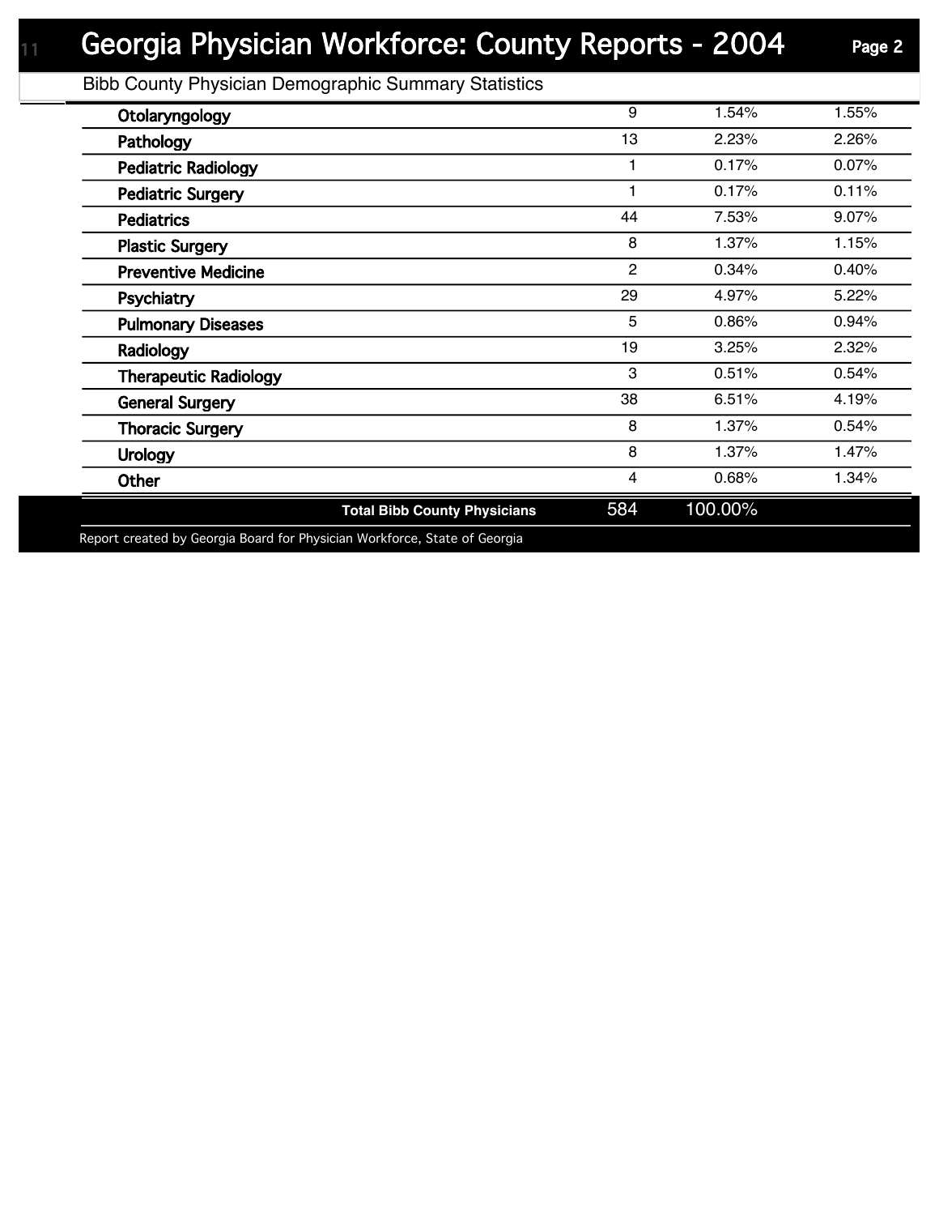## Bibb County Physician Demographic Summary Statistics

| | | | |
|---|---|---|---|
| Otolaryngology | 9 | 1.54% | 1.55% |
| Pathology | 13 | 2.23% | 2.26% |
| Pediatric Radiology | 1 | 0.17% | 0.07% |
| Pediatric Surgery | 1 | 0.17% | 0.11% |
| Pediatrics | 44 | 7.53% | 9.07% |
| Plastic Surgery | 8 | 1.37% | 1.15% |
| Preventive Medicine | 2 | 0.34% | 0.40% |
| Psychiatry | 29 | 4.97% | 5.22% |
| Pulmonary Diseases | 5 | 0.86% | 0.94% |
| Radiology | 19 | 3.25% | 2.32% |
| Therapeutic Radiology | 3 | 0.51% | 0.54% |
| General Surgery | 38 | 6.51% | 4.19% |
| Thoracic Surgery | 8 | 1.37% | 0.54% |
| Urology | 8 | 1.37% | 1.47% |
| Other | 4 | 0.68% | 1.34% |
| **Total Bibb County Physicians** | 584 | 100.00% | |

Report created by Georgia Board for Physician Workforce, State of Georgia